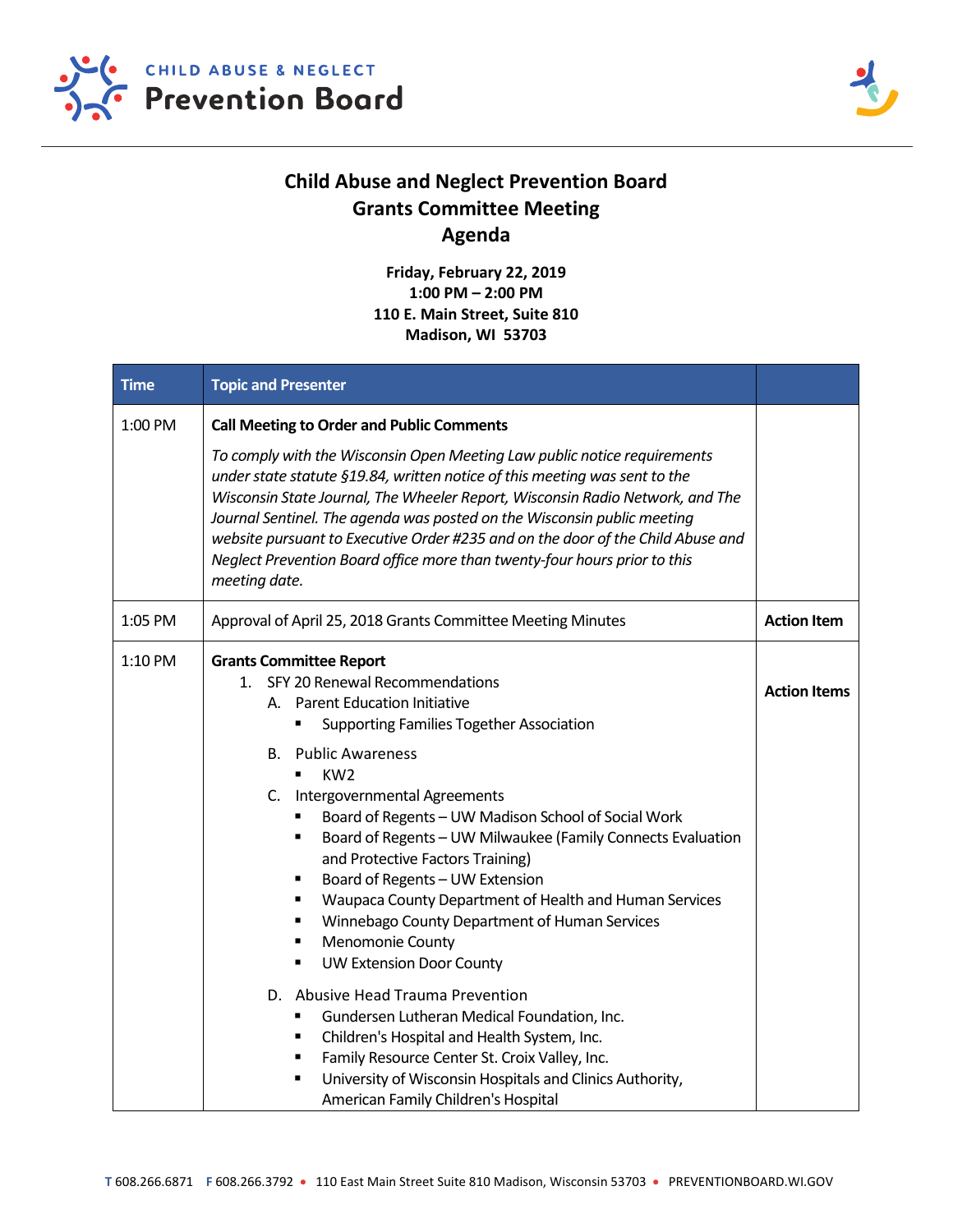CHILD ABUSE & NEGLECT
**Prevention Board**

# Child Abuse and Neglect Prevention Board
## Grants Committee Meeting
## Agenda

**Friday, February 22, 2019**
**1:00 PM – 2:00 PM**
**110 E. Main Street, Suite 810**
**Madison, WI 53703**

| Time | Topic and Presenter | |
|---|---|---|
| 1:00 PM | **Call Meeting to Order and Public Comments**<br><br>*To comply with the Wisconsin Open Meeting Law public notice requirements under state statute §19.84, written notice of this meeting was sent to the Wisconsin State Journal, The Wheeler Report, Wisconsin Radio Network, and The Journal Sentinel. The agenda was posted on the Wisconsin public meeting website pursuant to Executive Order #235 and on the door of the Child Abuse and Neglect Prevention Board office more than twenty-four hours prior to this meeting date.* | |
| 1:05 PM | Approval of April 25, 2018 Grants Committee Meeting Minutes | **Action Item** |
| 1:10 PM | **Grants Committee Report**<br>1. SFY 20 Renewal Recommendations<br>A. Parent Education Initiative<br>▪ Supporting Families Together Association<br>B. Public Awareness<br>▪ KW2<br>C. Intergovernmental Agreements<br>▪ Board of Regents – UW Madison School of Social Work<br>▪ Board of Regents – UW Milwaukee (Family Connects Evaluation and Protective Factors Training)<br>▪ Board of Regents – UW Extension<br>▪ Waupaca County Department of Health and Human Services<br>▪ Winnebago County Department of Human Services<br>▪ Menomonie County<br>▪ UW Extension Door County<br>D. Abusive Head Trauma Prevention<br>▪ Gundersen Lutheran Medical Foundation, Inc.<br>▪ Children's Hospital and Health System, Inc.<br>▪ Family Resource Center St. Croix Valley, Inc.<br>▪ University of Wisconsin Hospitals and Clinics Authority, American Family Children's Hospital | **Action Items** |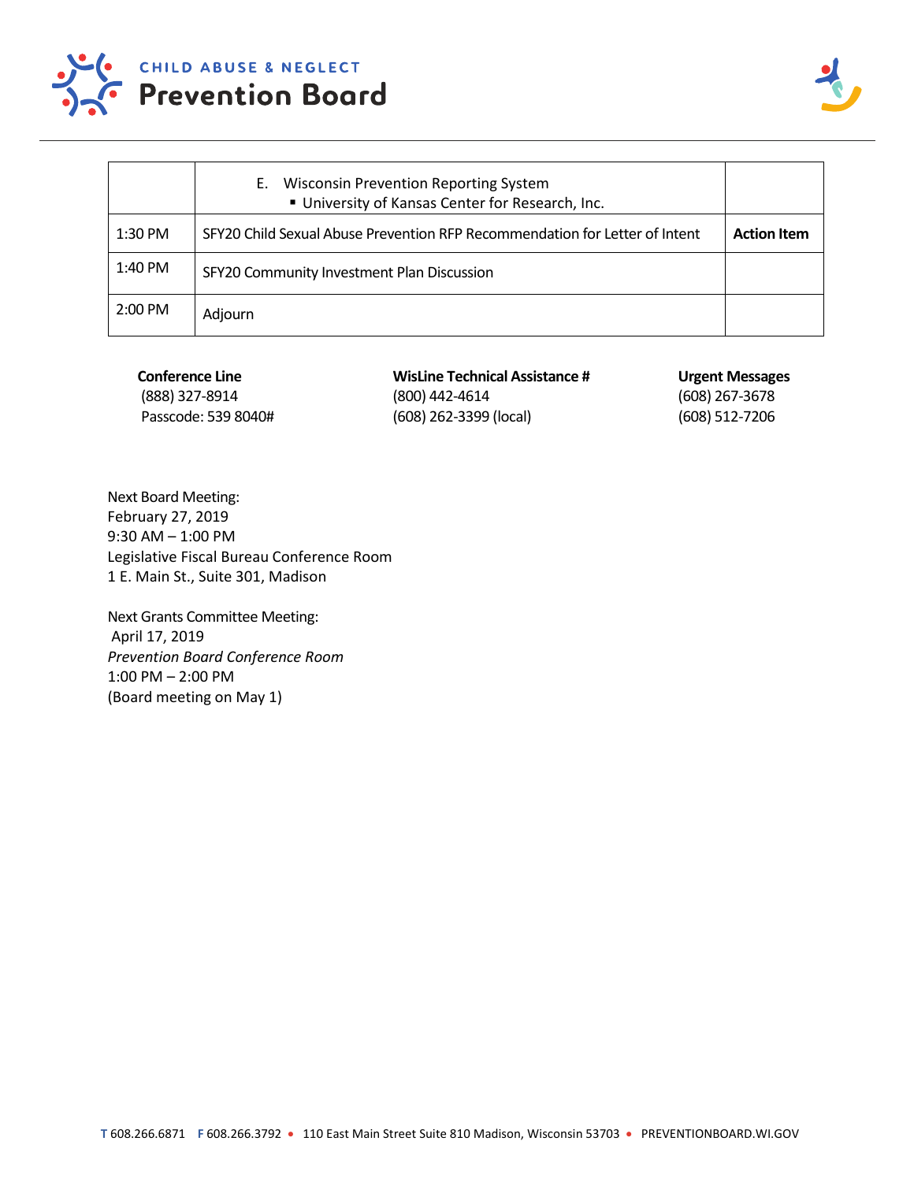| | | |
|---|---|---|
| | E. Wisconsin Prevention Reporting System<br>▪ University of Kansas Center for Research, Inc. | |
| 1:30 PM | SFY20 Child Sexual Abuse Prevention RFP Recommendation for Letter of Intent | **Action Item** |
| 1:40 PM | SFY20 Community Investment Plan Discussion | |
| 2:00 PM | Adjourn | |

**Conference Line**
(888) 327-8914
Passcode: 539 8040#

**WisLine Technical Assistance #**
(800) 442-4614
(608) 262-3399 (local)

**Urgent Messages**
(608) 267-3678
(608) 512-7206

Next Board Meeting:
February 27, 2019
9:30 AM – 1:00 PM
Legislative Fiscal Bureau Conference Room
1 E. Main St., Suite 301, Madison

Next Grants Committee Meeting:
April 17, 2019
*Prevention Board Conference Room*
1:00 PM – 2:00 PM
(Board meeting on May 1)